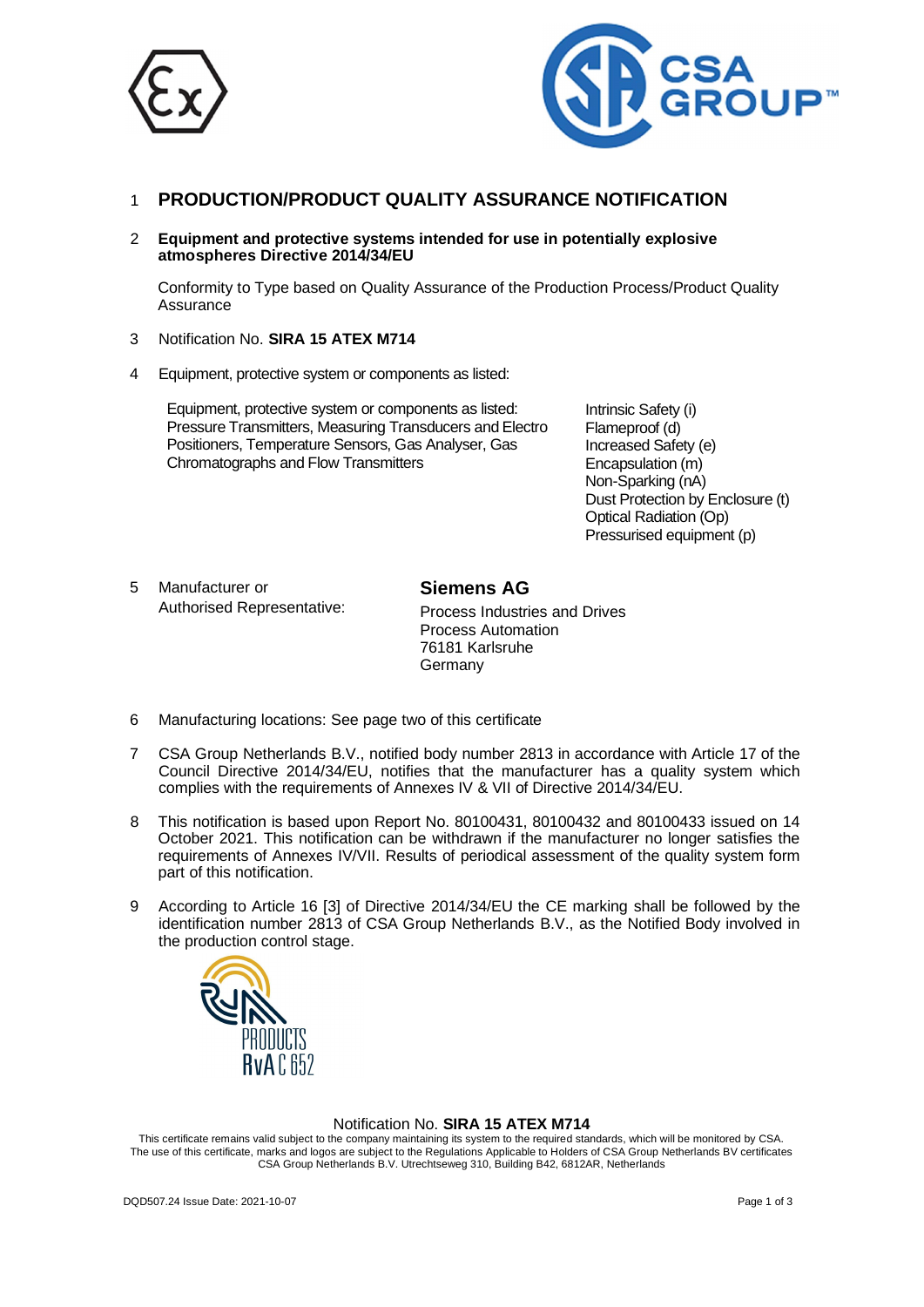# 1 PRODUCTION/PRODUCT QUALITY ASSURANCE NOTIFICATION

## 2 Equipment and protective systems intended for use in potentially explosive atmospheres Directive 2014/34/EU

Conformity to Type based on Quality Assurance of the Production Process/Product Quality Assurance

3 Notification No. **SIRA 15 ATEX M714**

4 Equipment, protective system or components as listed:

Equipment, protective system or components as listed:
Pressure Transmitters, Measuring Transducers and Electro Positioners, Temperature Sensors, Gas Analyser, Gas Chromatographs and Flow Transmitters

Intrinsic Safety (i)
Flameproof (d)
Increased Safety (e)
Encapsulation (m)
Non-Sparking (nA)
Dust Protection by Enclosure (t)
Optical Radiation (Op)
Pressurised equipment (p)

5 Manufacturer or Authorised Representative:

**Siemens AG**
Process Industries and Drives
Process Automation
76181 Karlsruhe
Germany

6 Manufacturing locations: See page two of this certificate

7 CSA Group Netherlands B.V., notified body number 2813 in accordance with Article 17 of the Council Directive 2014/34/EU, notifies that the manufacturer has a quality system which complies with the requirements of Annexes IV & VII of Directive 2014/34/EU.

8 This notification is based upon Report No. 80100431, 80100432 and 80100433 issued on 14 October 2021. This notification can be withdrawn if the manufacturer no longer satisfies the requirements of Annexes IV/VII. Results of periodical assessment of the quality system form part of this notification.

9 According to Article 16 [3] of Directive 2014/34/EU the CE marking shall be followed by the identification number 2813 of CSA Group Netherlands B.V., as the Notified Body involved in the production control stage.

PRODUCTS
RvA C 652

Notification No. **SIRA 15 ATEX M714**

This certificate remains valid subject to the company maintaining its system to the required standards, which will be monitored by CSA.
The use of this certificate, marks and logos are subject to the Regulations Applicable to Holders of CSA Group Netherlands BV certificates
CSA Group Netherlands B.V. Utrechtseweg 310, Building B42, 6812AR, Netherlands

DQD507.24 Issue Date: 2021-10-07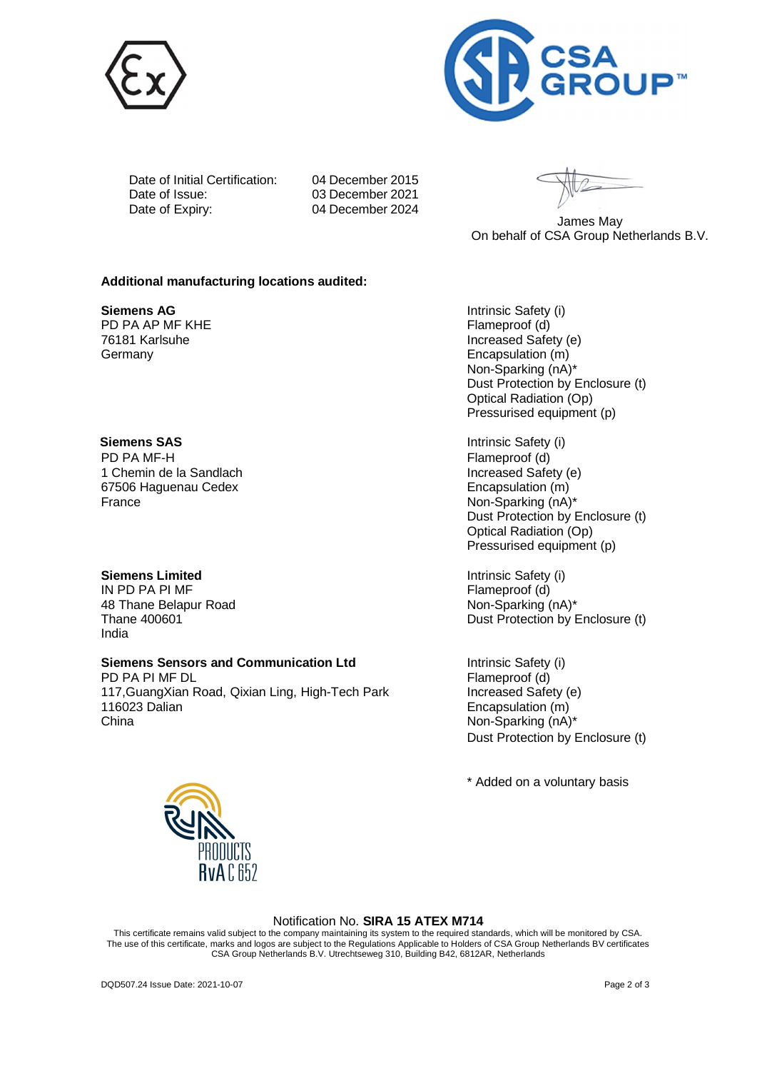| | |
|---|---|
| Date of Initial Certification: | 04 December 2015 |
| Date of Issue: | 03 December 2021 |
| Date of Expiry: | 04 December 2024 |

James May
On behalf of CSA Group Netherlands B.V.

**Additional manufacturing locations audited:**

**Siemens AG**
PD PA AP MF KHE
76181 Karlsuhe
Germany

Intrinsic Safety (i)
Flameproof (d)
Increased Safety (e)
Encapsulation (m)
Non-Sparking (nA)*
Dust Protection by Enclosure (t)
Optical Radiation (Op)
Pressurised equipment (p)

**Siemens SAS**
PD PA MF-H
1 Chemin de la Sandlach
67506 Haguenau Cedex
France

Intrinsic Safety (i)
Flameproof (d)
Increased Safety (e)
Encapsulation (m)
Non-Sparking (nA)*
Dust Protection by Enclosure (t)
Optical Radiation (Op)
Pressurised equipment (p)

**Siemens Limited**
IN PD PA PI MF
48 Thane Belapur Road
Thane 400601
India

Intrinsic Safety (i)
Flameproof (d)
Non-Sparking (nA)*
Dust Protection by Enclosure (t)

**Siemens Sensors and Communication Ltd**
PD PA PI MF DL
117,GuangXian Road, Qixian Ling, High-Tech Park
116023 Dalian
China

Intrinsic Safety (i)
Flameproof (d)
Increased Safety (e)
Encapsulation (m)
Non-Sparking (nA)*
Dust Protection by Enclosure (t)

* Added on a voluntary basis

PRODUCTS
RvA C 652

Notification No. **SIRA 15 ATEX M714**

This certificate remains valid subject to the company maintaining its system to the required standards, which will be monitored by CSA.
The use of this certificate, marks and logos are subject to the Regulations Applicable to Holders of CSA Group Netherlands BV certificates
CSA Group Netherlands B.V. Utrechtseweg 310, Building B42, 6812AR, Netherlands

DQD507.24 Issue Date: 2021-10-07